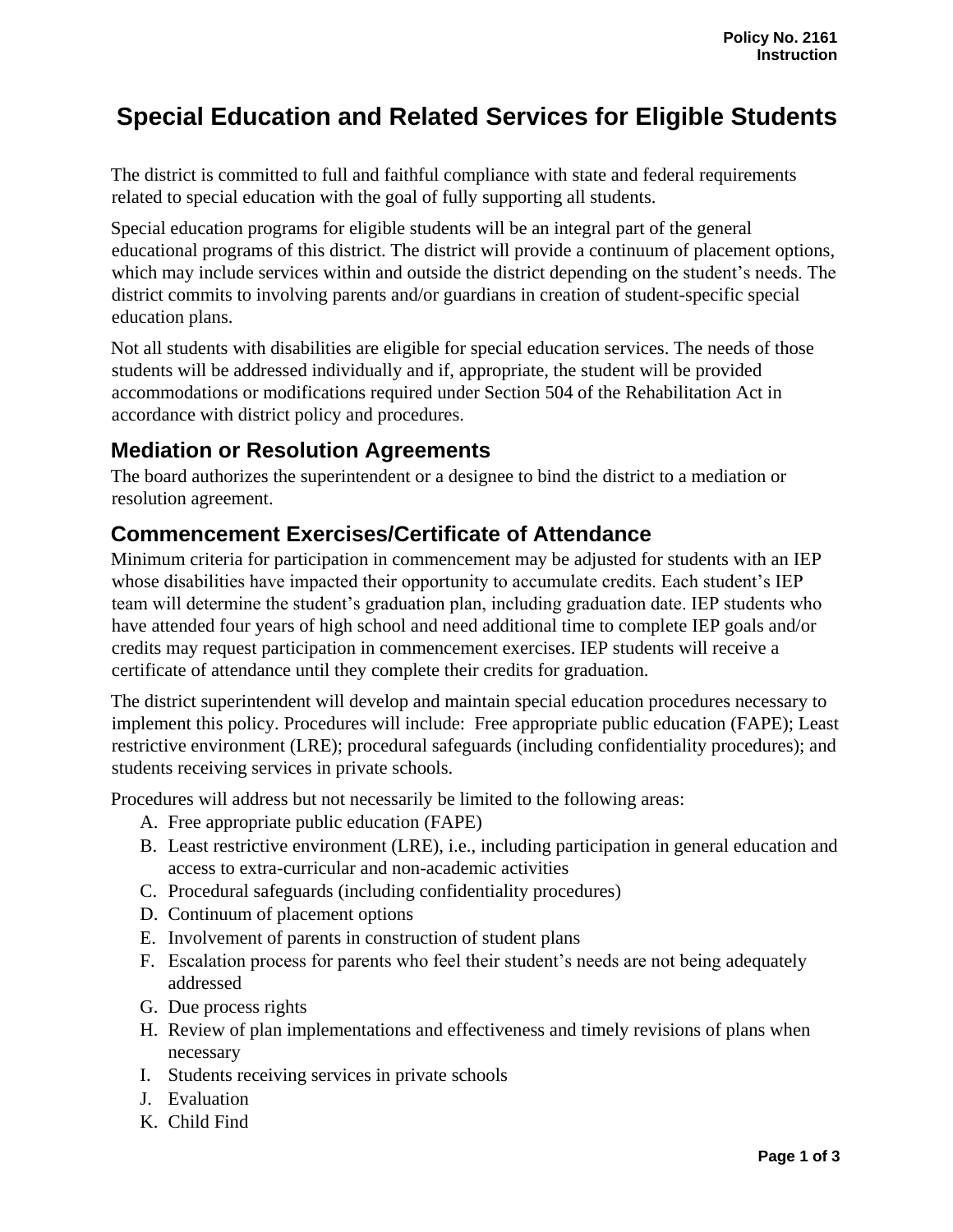# Special Education and Related Services for Eligible Students

The district is committed to full and faithful compliance with state and federal requirements related to special education with the goal of fully supporting all students.

Special education programs for eligible students will be an integral part of the general educational programs of this district. The district will provide a continuum of placement options, which may include services within and outside the district depending on the student's needs. The district commits to involving parents and/or guardians in creation of student-specific special education plans.

Not all students with disabilities are eligible for special education services. The needs of those students will be addressed individually and if, appropriate, the student will be provided accommodations or modifications required under Section 504 of the Rehabilitation Act in accordance with district policy and procedures.

## Mediation or Resolution Agreements

The board authorizes the superintendent or a designee to bind the district to a mediation or resolution agreement.

## Commencement Exercises/Certificate of Attendance

Minimum criteria for participation in commencement may be adjusted for students with an IEP whose disabilities have impacted their opportunity to accumulate credits. Each student's IEP team will determine the student's graduation plan, including graduation date. IEP students who have attended four years of high school and need additional time to complete IEP goals and/or credits may request participation in commencement exercises. IEP students will receive a certificate of attendance until they complete their credits for graduation.

The district superintendent will develop and maintain special education procedures necessary to implement this policy. Procedures will include: Free appropriate public education (FAPE); Least restrictive environment (LRE); procedural safeguards (including confidentiality procedures); and students receiving services in private schools.

Procedures will address but not necessarily be limited to the following areas:

A. Free appropriate public education (FAPE)
B. Least restrictive environment (LRE), i.e., including participation in general education and access to extra-curricular and non-academic activities
C. Procedural safeguards (including confidentiality procedures)
D. Continuum of placement options
E. Involvement of parents in construction of student plans
F. Escalation process for parents who feel their student's needs are not being adequately addressed
G. Due process rights
H. Review of plan implementations and effectiveness and timely revisions of plans when necessary
I. Students receiving services in private schools
J. Evaluation
K. Child Find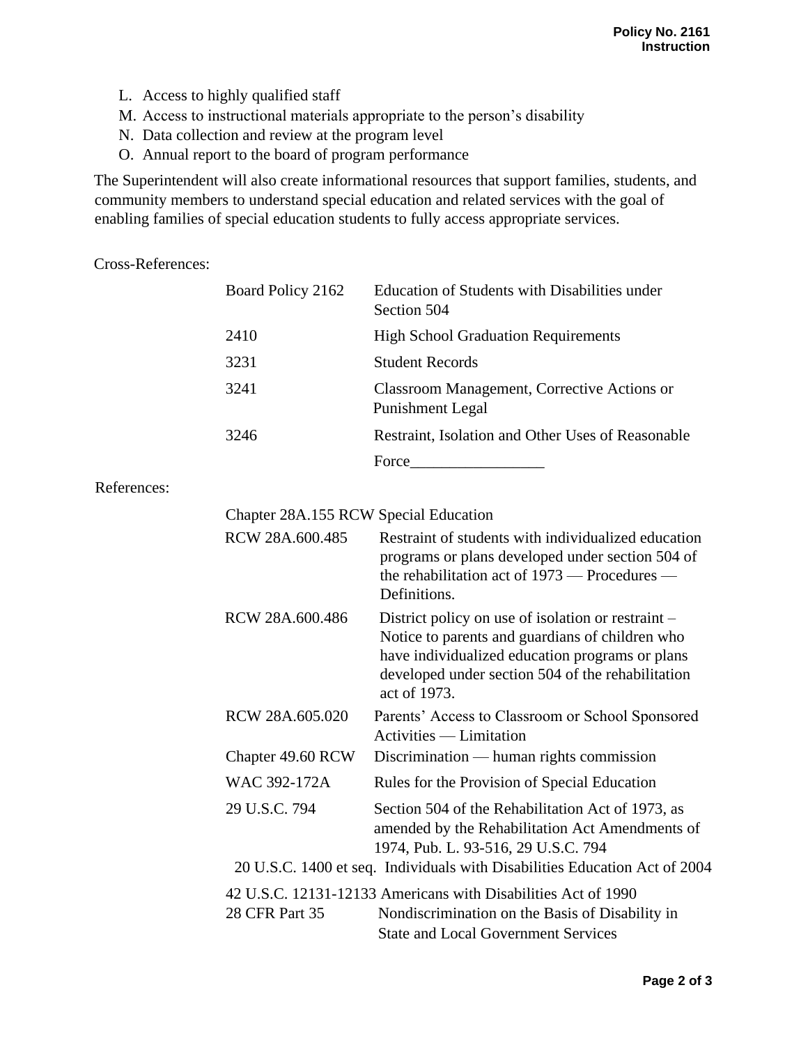L. Access to highly qualified staff
M. Access to instructional materials appropriate to the person's disability
N. Data collection and review at the program level
O. Annual report to the board of program performance

The Superintendent will also create informational resources that support families, students, and community members to understand special education and related services with the goal of enabling families of special education students to fully access appropriate services.

Cross-References:

| | |
|---|---|
| Board Policy 2162 | Education of Students with Disabilities under Section 504 |
| 2410 | High School Graduation Requirements |
| 3231 | Student Records |
| 3241 | Classroom Management, Corrective Actions or Punishment Legal |
| 3246 | Restraint, Isolation and Other Uses of Reasonable Force_________________ |

References:

| | |
|---|---|
| Chapter 28A.155 RCW Special Education | |
| RCW 28A.600.485 | Restraint of students with individualized education programs or plans developed under section 504 of the rehabilitation act of 1973 — Procedures — Definitions. |
| RCW 28A.600.486 | District policy on use of isolation or restraint – Notice to parents and guardians of children who have individualized education programs or plans developed under section 504 of the rehabilitation act of 1973. |
| RCW 28A.605.020 | Parents' Access to Classroom or School Sponsored Activities — Limitation |
| Chapter 49.60 RCW | Discrimination — human rights commission |
| WAC 392-172A | Rules for the Provision of Special Education |
| 29 U.S.C. 794 | Section 504 of the Rehabilitation Act of 1973, as amended by the Rehabilitation Act Amendments of 1974, Pub. L. 93-516, 29 U.S.C. 794 |
| 20 U.S.C. 1400 et seq. | Individuals with Disabilities Education Act of 2004 |
| 42 U.S.C. 12131-12133 | Americans with Disabilities Act of 1990 |
| 28 CFR Part 35 | Nondiscrimination on the Basis of Disability in State and Local Government Services |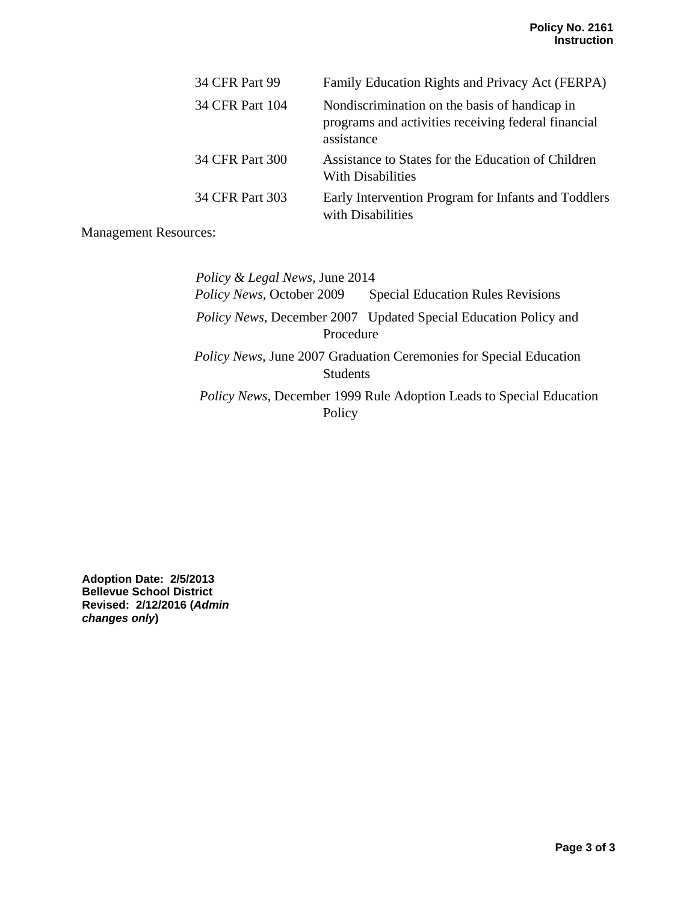| | |
|---|---|
| 34 CFR Part 99 | Family Education Rights and Privacy Act (FERPA) |
| 34 CFR Part 104 | Nondiscrimination on the basis of handicap in programs and activities receiving federal financial assistance |
| 34 CFR Part 300 | Assistance to States for the Education of Children With Disabilities |
| 34 CFR Part 303 | Early Intervention Program for Infants and Toddlers with Disabilities |

Management Resources:

| | |
|---|---|
| *Policy & Legal News*, June 2014 | |
| *Policy News*, October 2009 | Special Education Rules Revisions |
| *Policy News*, December 2007 | Updated Special Education Policy and Procedure |
| *Policy News*, June 2007 | Graduation Ceremonies for Special Education Students |
| *Policy News*, December 1999 | Rule Adoption Leads to Special Education Policy |

**Adoption Date: 2/5/2013**
**Bellevue School District**
**Revised: 2/12/2016 (*Admin changes only*)**